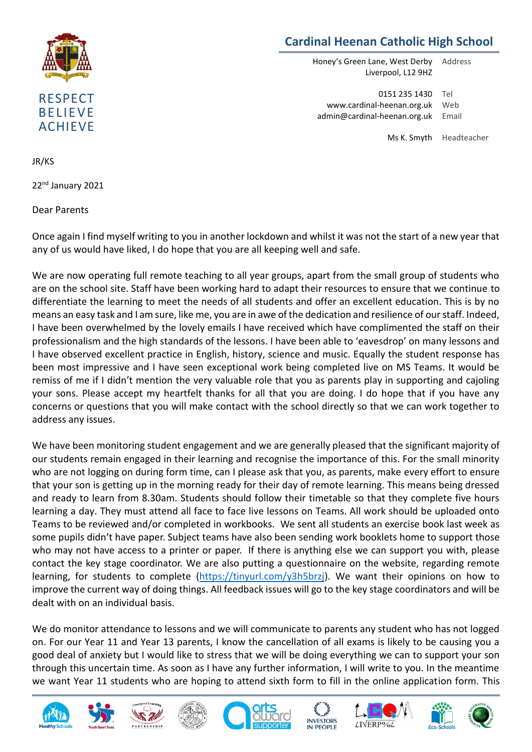# Cardinal Heenan Catholic High School

RESPECT
BELIEVE
ACHIEVE

| | |
|---|---|
| Honey's Green Lane, West Derby<br>Liverpool, L12 9HZ | Address |
| 0151 235 1430 | Tel |
| www.cardinal-heenan.org.uk | Web |
| admin@cardinal-heenan.org.uk | Email |
| Ms K. Smyth | Headteacher |

JR/KS

22nd January 2021

Dear Parents

Once again I find myself writing to you in another lockdown and whilst it was not the start of a new year that any of us would have liked, I do hope that you are all keeping well and safe.

We are now operating full remote teaching to all year groups, apart from the small group of students who are on the school site. Staff have been working hard to adapt their resources to ensure that we continue to differentiate the learning to meet the needs of all students and offer an excellent education. This is by no means an easy task and I am sure, like me, you are in awe of the dedication and resilience of our staff. Indeed, I have been overwhelmed by the lovely emails I have received which have complimented the staff on their professionalism and the high standards of the lessons. I have been able to 'eavesdrop' on many lessons and I have observed excellent practice in English, history, science and music. Equally the student response has been most impressive and I have seen exceptional work being completed live on MS Teams. It would be remiss of me if I didn't mention the very valuable role that you as parents play in supporting and cajoling your sons. Please accept my heartfelt thanks for all that you are doing. I do hope that if you have any concerns or questions that you will make contact with the school directly so that we can work together to address any issues.

We have been monitoring student engagement and we are generally pleased that the significant majority of our students remain engaged in their learning and recognise the importance of this. For the small minority who are not logging on during form time, can I please ask that you, as parents, make every effort to ensure that your son is getting up in the morning ready for their day of remote learning. This means being dressed and ready to learn from 8.30am. Students should follow their timetable so that they complete five hours learning a day. They must attend all face to face live lessons on Teams. All work should be uploaded onto Teams to be reviewed and/or completed in workbooks. We sent all students an exercise book last week as some pupils didn't have paper. Subject teams have also been sending work booklets home to support those who may not have access to a printer or paper. If there is anything else we can support you with, please contact the key stage coordinator. We are also putting a questionnaire on the website, regarding remote learning, for students to complete (https://tinyurl.com/y3h5brzj). We want their opinions on how to improve the current way of doing things. All feedback issues will go to the key stage coordinators and will be dealt with on an individual basis.

We do monitor attendance to lessons and we will communicate to parents any student who has not logged on. For our Year 11 and Year 13 parents, I know the cancellation of all exams is likely to be causing you a good deal of anxiety but I would like to stress that we will be doing everything we can to support your son through this uncertain time. As soon as I have any further information, I will write to you. In the meantime we want Year 11 students who are hoping to attend sixth form to fill in the online application form. This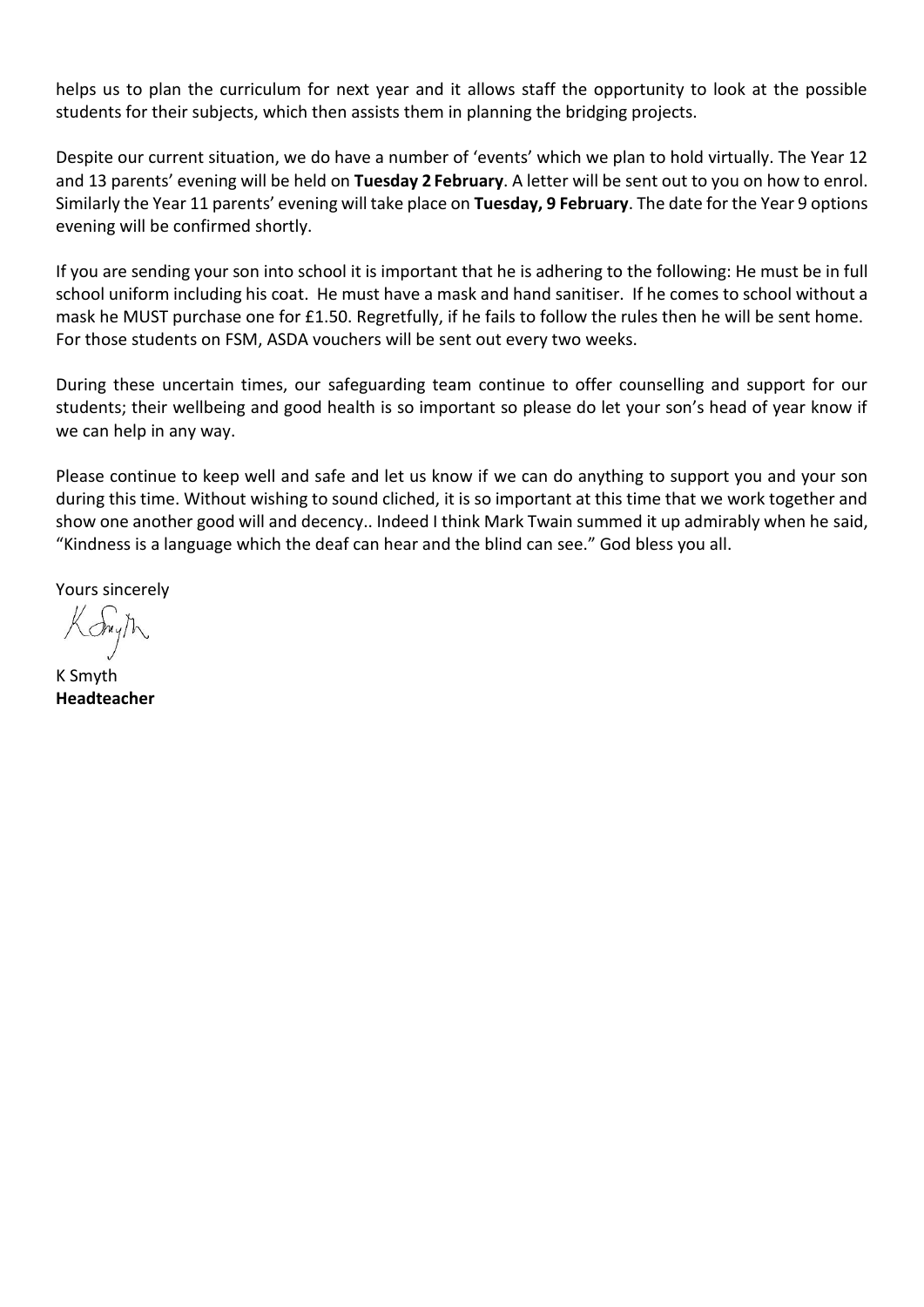helps us to plan the curriculum for next year and it allows staff the opportunity to look at the possible students for their subjects, which then assists them in planning the bridging projects.

Despite our current situation, we do have a number of 'events' which we plan to hold virtually. The Year 12 and 13 parents' evening will be held on **Tuesday 2 February**. A letter will be sent out to you on how to enrol. Similarly the Year 11 parents' evening will take place on **Tuesday, 9 February**. The date for the Year 9 options evening will be confirmed shortly.

If you are sending your son into school it is important that he is adhering to the following: He must be in full school uniform including his coat. He must have a mask and hand sanitiser. If he comes to school without a mask he MUST purchase one for £1.50. Regretfully, if he fails to follow the rules then he will be sent home. For those students on FSM, ASDA vouchers will be sent out every two weeks.

During these uncertain times, our safeguarding team continue to offer counselling and support for our students; their wellbeing and good health is so important so please do let your son's head of year know if we can help in any way.

Please continue to keep well and safe and let us know if we can do anything to support you and your son during this time. Without wishing to sound cliched, it is so important at this time that we work together and show one another good will and decency.. Indeed I think Mark Twain summed it up admirably when he said, "Kindness is a language which the deaf can hear and the blind can see." God bless you all.

Yours sincerely

K Smyth
**Headteacher**